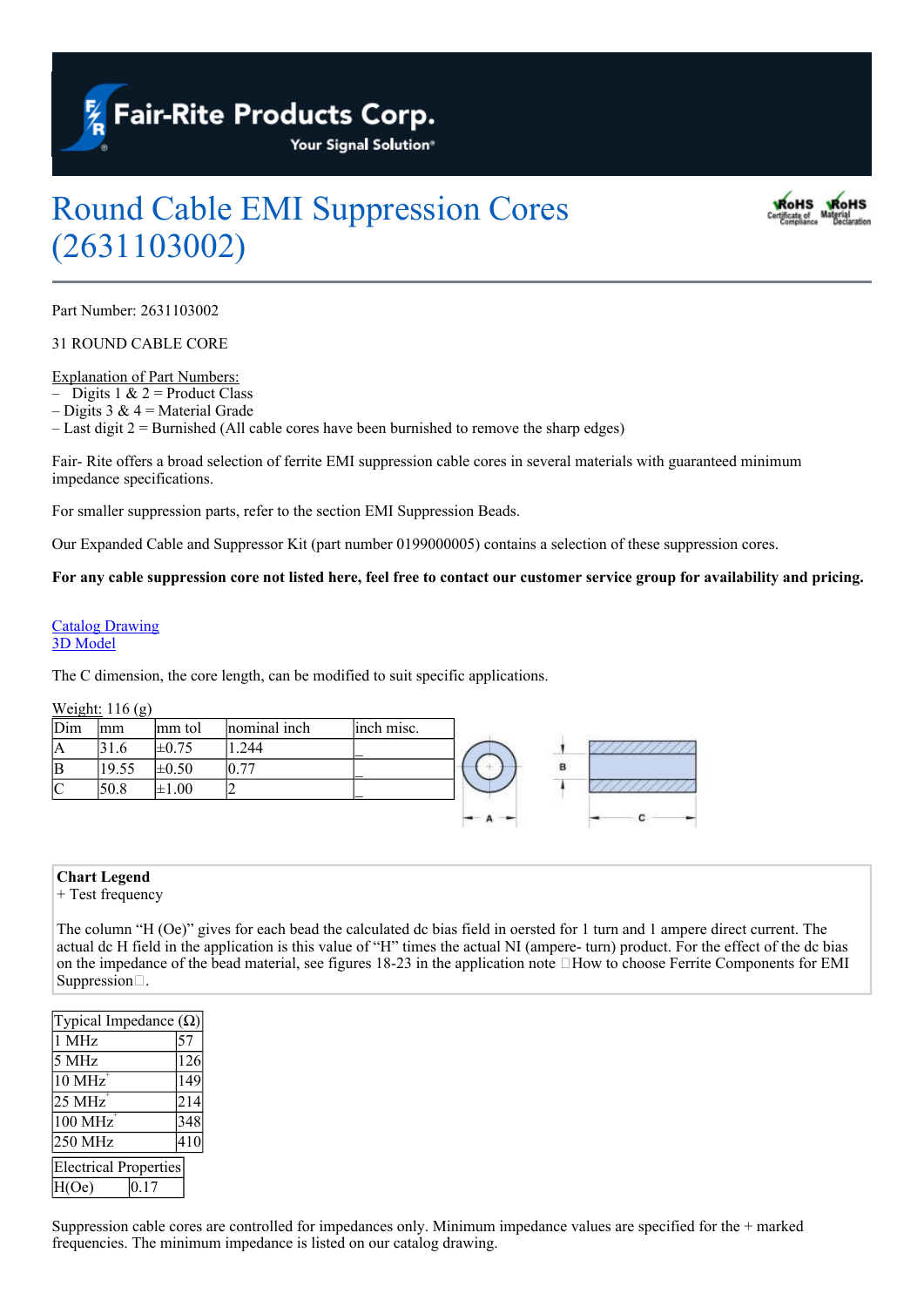# Round Cable EMI Suppression Cores (2631103002)

Part Number: 2631103002

31 ROUND CABLE CORE

Explanation of Part Numbers:
– Digits 1 & 2 = Product Class
– Digits 3 & 4 = Material Grade
– Last digit 2 = Burnished (All cable cores have been burnished to remove the sharp edges)

Fair- Rite offers a broad selection of ferrite EMI suppression cable cores in several materials with guaranteed minimum impedance specifications.

For smaller suppression parts, refer to the section EMI Suppression Beads.

Our Expanded Cable and Suppressor Kit (part number 0199000005) contains a selection of these suppression cores.

**For any cable suppression core not listed here, feel free to contact our customer service group for availability and pricing.**

Catalog Drawing
3D Model

The C dimension, the core length, can be modified to suit specific applications.

Weight: 116 (g)

| Dim | mm | mm tol | nominal inch | inch misc. |
|---|---|---|---|---|
| A | 31.6 | ±0.75 | 1.244 | _ |
| B | 19.55 | ±0.50 | 0.77 | _ |
| C | 50.8 | ±1.00 | 2 | _ |

**Chart Legend**
+ Test frequency

The column “H (Oe)” gives for each bead the calculated dc bias field in oersted for 1 turn and 1 ampere direct current. The actual dc H field in the application is this value of “H” times the actual NI (ampere- turn) product. For the effect of the dc bias on the impedance of the bead material, see figures 18-23 in the application note How to choose Ferrite Components for EMI Suppression.

| Typical Impedance (Ω) | |
|---|---|
| 1 MHz | 57 |
| 5 MHz | 126 |
| 10 MHz+ | 149 |
| 25 MHz+ | 214 |
| 100 MHz+ | 348 |
| 250 MHz | 410 |

| Electrical Properties | |
|---|---|
| H(Oe) | 0.17 |

Suppression cable cores are controlled for impedances only. Minimum impedance values are specified for the + marked frequencies. The minimum impedance is listed on our catalog drawing.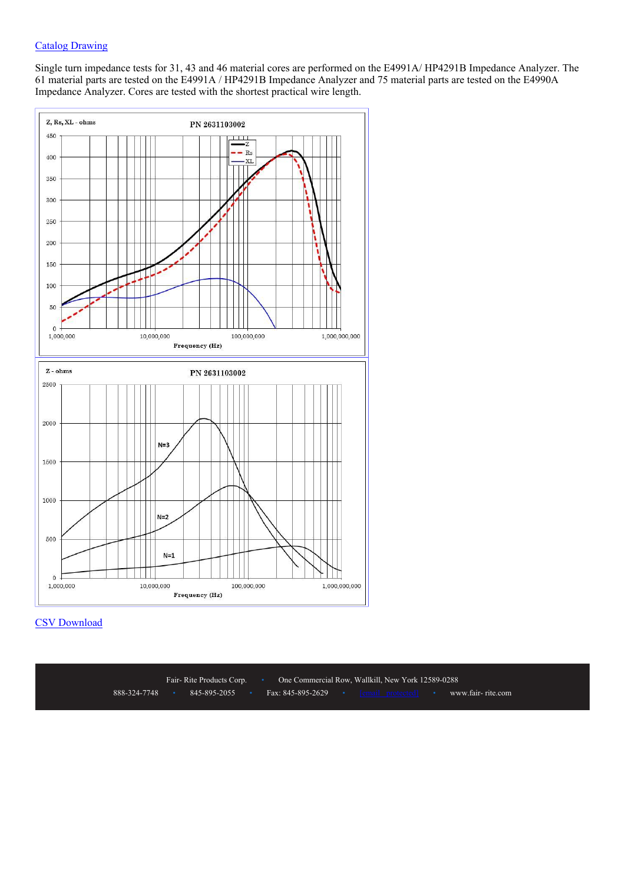Catalog Drawing

Single turn impedance tests for 31, 43 and 46 material cores are performed on the E4991A/ HP4291B Impedance Analyzer. The 61 material parts are tested on the E4991A / HP4291B Impedance Analyzer and 75 material parts are tested on the E4990A Impedance Analyzer. Cores are tested with the shortest practical wire length.

Z, Rs, XL - ohms

PN 2631103002

450
400
350
300
250
200
150
100
50
0

Z
Rs
XL

1,000,000
10,000,000
100,000,000
1,000,000,000

Frequency (Hz)

Z - ohms

PN 2631103002

2500
2000
1500
1000
500
0

N=3
N=2
N=1

1,000,000
10,000,000
100,000,000
1,000,000,000

Frequency (Hz)

CSV Download

Fair- Rite Products Corp. • One Commercial Row, Wallkill, New York 12589-0288

888-324-7748 • 845-895-2055 • Fax: 845-895-2629 • • www.fair- rite.com